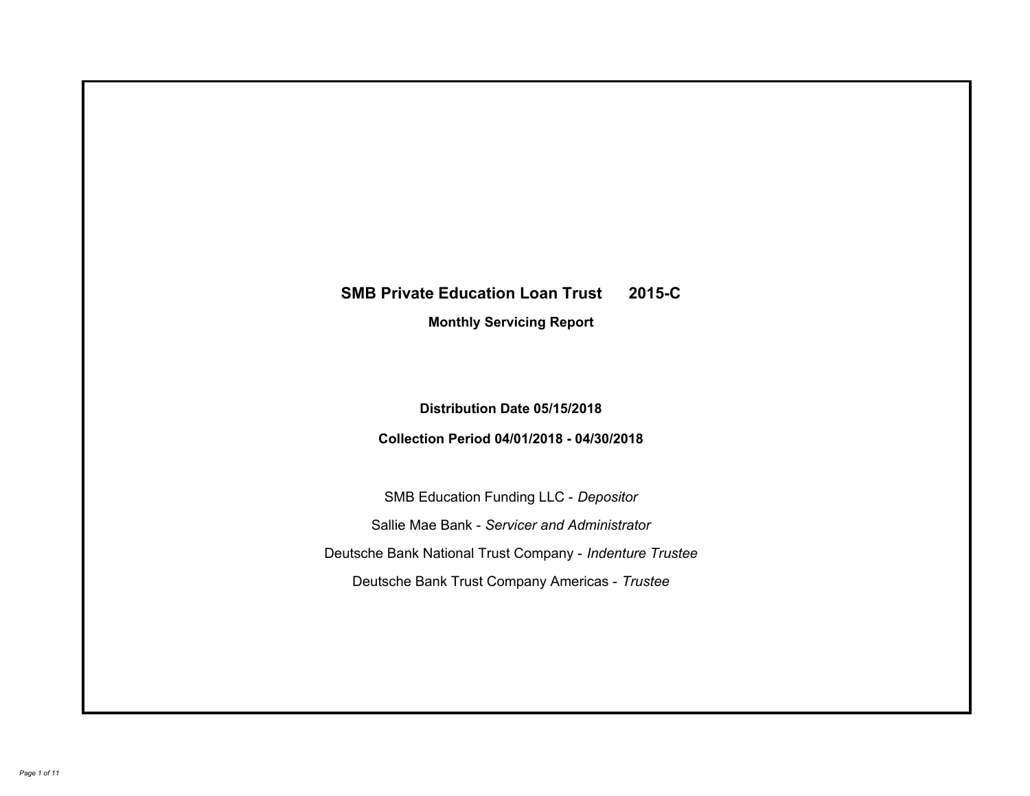# SMB Private Education Loan Trust 2015-C

## Monthly Servicing Report

**Distribution Date 05/15/2018**

**Collection Period 04/01/2018 - 04/30/2018**

SMB Education Funding LLC - *Depositor*

Sallie Mae Bank - *Servicer and Administrator*

Deutsche Bank National Trust Company - *Indenture Trustee*

Deutsche Bank Trust Company Americas - *Trustee*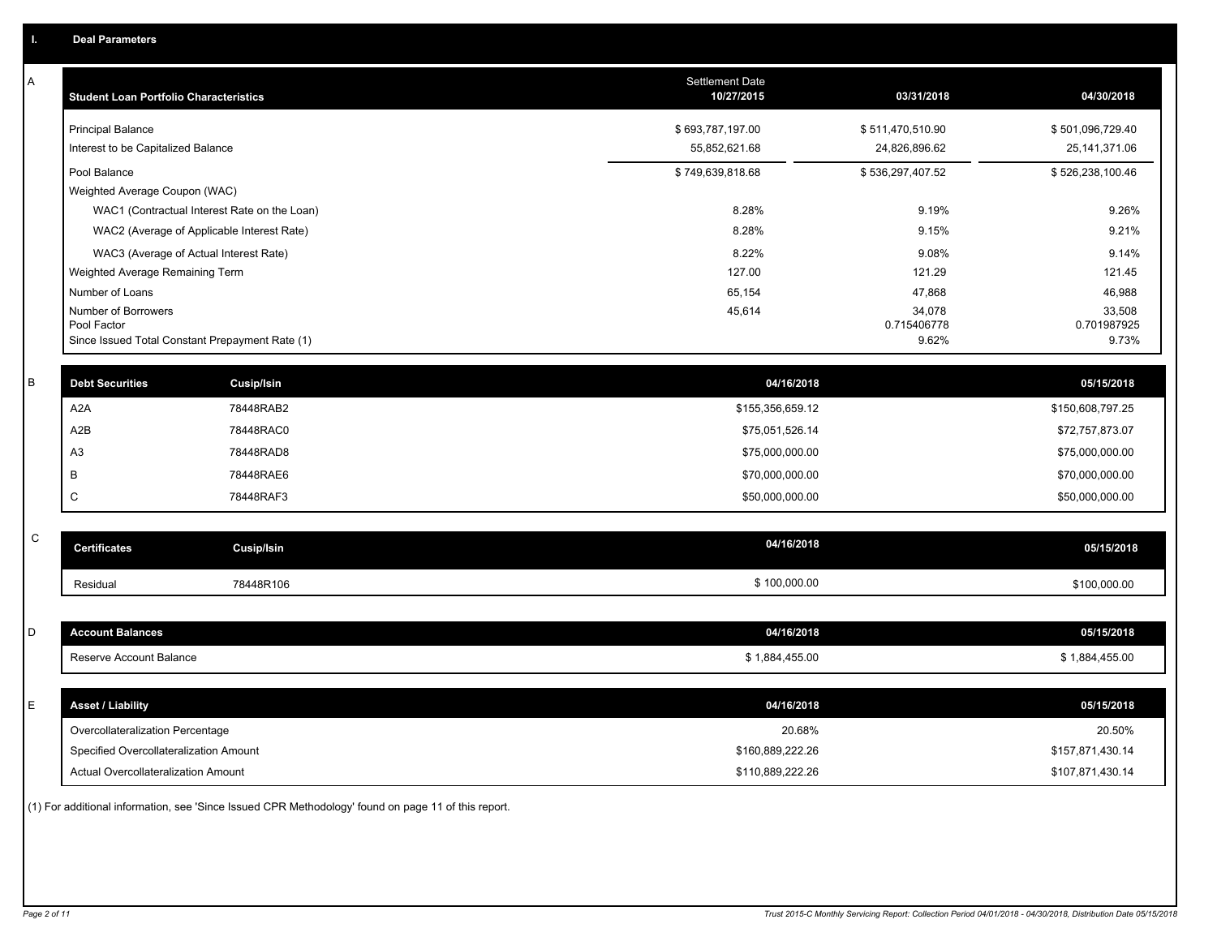## I. Deal Parameters

### A

| Student Loan Portfolio Characteristics | Settlement Date 10/27/2015 | 03/31/2018 | 04/30/2018 |
|---|---|---|---|
| Principal Balance | $ 693,787,197.00 | $ 511,470,510.90 | $ 501,096,729.40 |
| Interest to be Capitalized Balance | 55,852,621.68 | 24,826,896.62 | 25,141,371.06 |
| Pool Balance | $ 749,639,818.68 | $ 536,297,407.52 | $ 526,238,100.46 |
| Weighted Average Coupon (WAC) | | | |
| WAC1 (Contractual Interest Rate on the Loan) | 8.28% | 9.19% | 9.26% |
| WAC2 (Average of Applicable Interest Rate) | 8.28% | 9.15% | 9.21% |
| WAC3 (Average of Actual Interest Rate) | 8.22% | 9.08% | 9.14% |
| Weighted Average Remaining Term | 127.00 | 121.29 | 121.45 |
| Number of Loans | 65,154 | 47,868 | 46,988 |
| Number of Borrowers | 45,614 | 34,078 | 33,508 |
| Pool Factor | | 0.715406778 | 0.701987925 |
| Since Issued Total Constant Prepayment Rate (1) | | 9.62% | 9.73% |

### B

| Debt Securities | Cusip/Isin | 04/16/2018 | 05/15/2018 |
|---|---|---|---|
| A2A | 78448RAB2 | $155,356,659.12 | $150,608,797.25 |
| A2B | 78448RAC0 | $75,051,526.14 | $72,757,873.07 |
| A3 | 78448RAD8 | $75,000,000.00 | $75,000,000.00 |
| B | 78448RAE6 | $70,000,000.00 | $70,000,000.00 |
| C | 78448RAF3 | $50,000,000.00 | $50,000,000.00 |

### C

| Certificates | Cusip/Isin | 04/16/2018 | 05/15/2018 |
|---|---|---|---|
| Residual | 78448R106 | $ 100,000.00 | $100,000.00 |

### D

| Account Balances | 04/16/2018 | 05/15/2018 |
|---|---|---|
| Reserve Account Balance | $ 1,884,455.00 | $ 1,884,455.00 |

### E

| Asset / Liability | 04/16/2018 | 05/15/2018 |
|---|---|---|
| Overcollateralization Percentage | 20.68% | 20.50% |
| Specified Overcollateralization Amount | $160,889,222.26 | $157,871,430.14 |
| Actual Overcollateralization Amount | $110,889,222.26 | $107,871,430.14 |

(1) For additional information, see 'Since Issued CPR Methodology' found on page 11 of this report.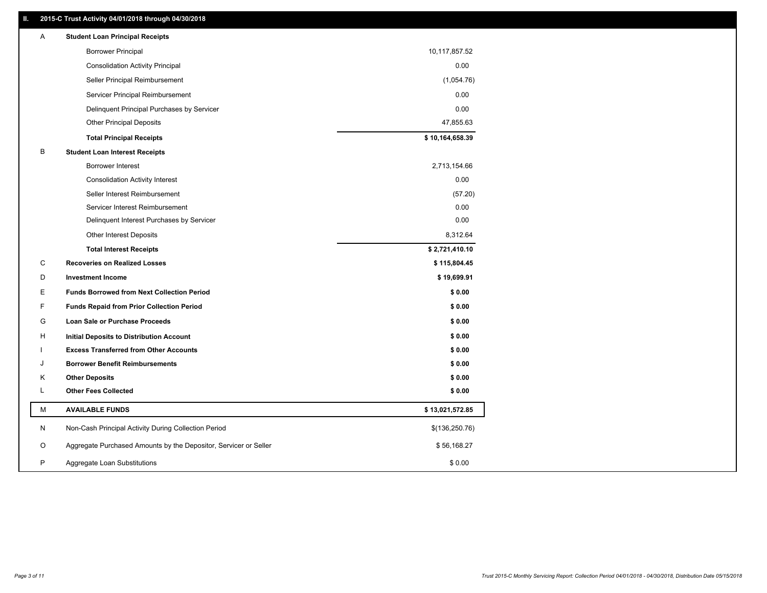## II. 2015-C Trust Activity 04/01/2018 through 04/30/2018

| | | |
|---|---|---|
| A | **Student Loan Principal Receipts** | |
| | Borrower Principal | 10,117,857.52 |
| | Consolidation Activity Principal | 0.00 |
| | Seller Principal Reimbursement | (1,054.76) |
| | Servicer Principal Reimbursement | 0.00 |
| | Delinquent Principal Purchases by Servicer | 0.00 |
| | Other Principal Deposits | 47,855.63 |
| | **Total Principal Receipts** | **$ 10,164,658.39** |
| B | **Student Loan Interest Receipts** | |
| | Borrower Interest | 2,713,154.66 |
| | Consolidation Activity Interest | 0.00 |
| | Seller Interest Reimbursement | (57.20) |
| | Servicer Interest Reimbursement | 0.00 |
| | Delinquent Interest Purchases by Servicer | 0.00 |
| | Other Interest Deposits | 8,312.64 |
| | **Total Interest Receipts** | **$ 2,721,410.10** |
| C | **Recoveries on Realized Losses** | **$ 115,804.45** |
| D | **Investment Income** | **$ 19,699.91** |
| E | **Funds Borrowed from Next Collection Period** | **$ 0.00** |
| F | **Funds Repaid from Prior Collection Period** | **$ 0.00** |
| G | **Loan Sale or Purchase Proceeds** | **$ 0.00** |
| H | **Initial Deposits to Distribution Account** | **$ 0.00** |
| I | **Excess Transferred from Other Accounts** | **$ 0.00** |
| J | **Borrower Benefit Reimbursements** | **$ 0.00** |
| K | **Other Deposits** | **$ 0.00** |
| L | **Other Fees Collected** | **$ 0.00** |
| M | **AVAILABLE FUNDS** | **$ 13,021,572.85** |
| N | Non-Cash Principal Activity During Collection Period | $(136,250.76) |
| O | Aggregate Purchased Amounts by the Depositor, Servicer or Seller | $ 56,168.27 |
| P | Aggregate Loan Substitutions | $ 0.00 |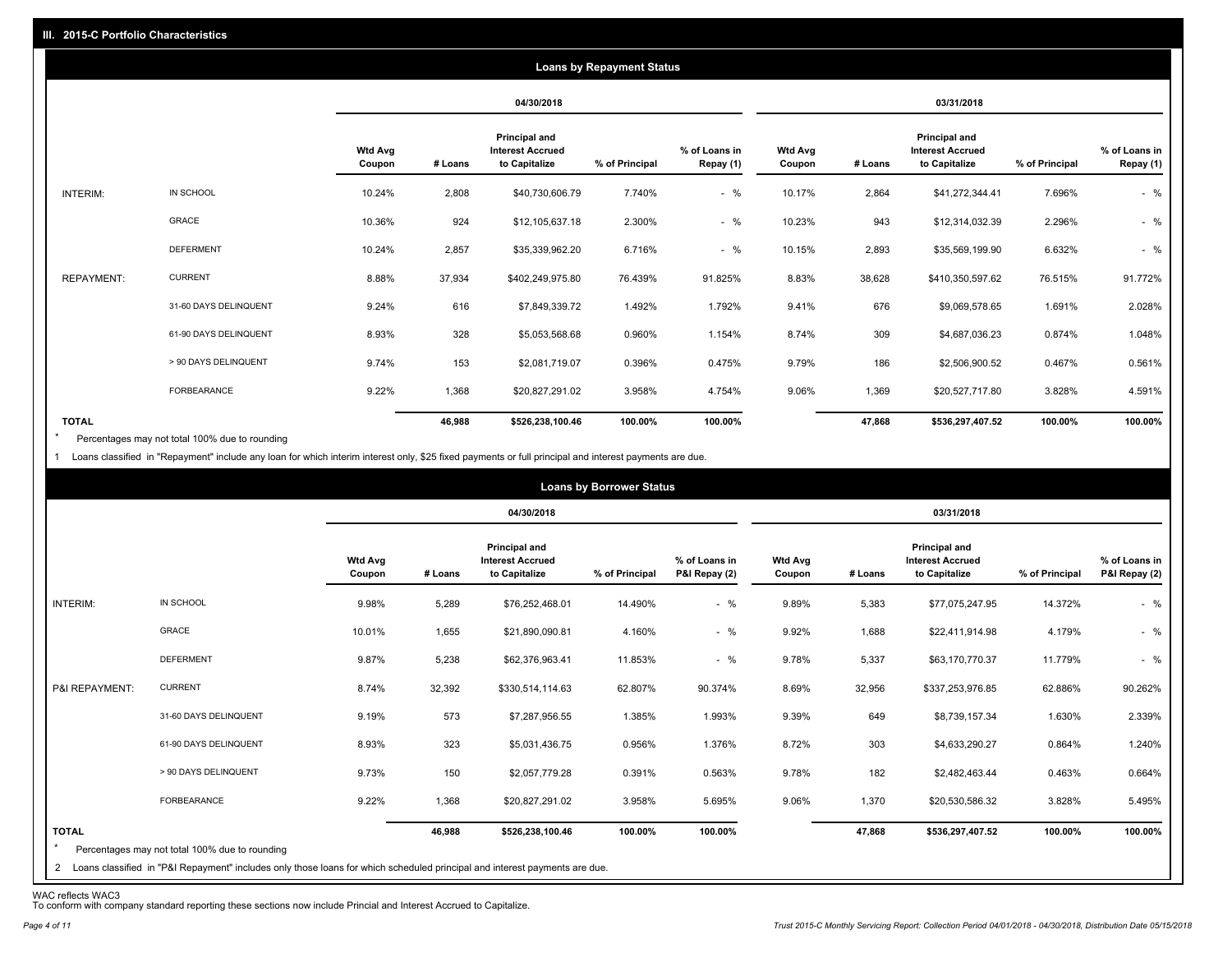## III. 2015-C Portfolio Characteristics

### Loans by Repayment Status

| | | 04/30/2018 | | | | | 03/31/2018 | | | | |
|---|---|---|---|---|---|---|---|---|---|---|---|
| | | Wtd Avg Coupon | # Loans | Principal and Interest Accrued to Capitalize | % of Principal | % of Loans in Repay (1) | Wtd Avg Coupon | # Loans | Principal and Interest Accrued to Capitalize | % of Principal | % of Loans in Repay (1) |
| INTERIM: | IN SCHOOL | 10.24% | 2,808 | $40,730,606.79 | 7.740% | - % | 10.17% | 2,864 | $41,272,344.41 | 7.696% | - % |
| | GRACE | 10.36% | 924 | $12,105,637.18 | 2.300% | - % | 10.23% | 943 | $12,314,032.39 | 2.296% | - % |
| | DEFERMENT | 10.24% | 2,857 | $35,339,962.20 | 6.716% | - % | 10.15% | 2,893 | $35,569,199.90 | 6.632% | - % |
| REPAYMENT: | CURRENT | 8.88% | 37,934 | $402,249,975.80 | 76.439% | 91.825% | 8.83% | 38,628 | $410,350,597.62 | 76.515% | 91.772% |
| | 31-60 DAYS DELINQUENT | 9.24% | 616 | $7,849,339.72 | 1.492% | 1.792% | 9.41% | 676 | $9,069,578.65 | 1.691% | 2.028% |
| | 61-90 DAYS DELINQUENT | 8.93% | 328 | $5,053,568.68 | 0.960% | 1.154% | 8.74% | 309 | $4,687,036.23 | 0.874% | 1.048% |
| | > 90 DAYS DELINQUENT | 9.74% | 153 | $2,081,719.07 | 0.396% | 0.475% | 9.79% | 186 | $2,506,900.52 | 0.467% | 0.561% |
| | FORBEARANCE | 9.22% | 1,368 | $20,827,291.02 | 3.958% | 4.754% | 9.06% | 1,369 | $20,527,717.80 | 3.828% | 4.591% |
| **TOTAL** | | | **46,988** | **$526,238,100.46** | **100.00%** | **100.00%** | | **47,868** | **$536,297,407.52** | **100.00%** | **100.00%** |

\* Percentages may not total 100% due to rounding

1 Loans classified in "Repayment" include any loan for which interim interest only, $25 fixed payments or full principal and interest payments are due.

### Loans by Borrower Status

| | | 04/30/2018 | | | | | 03/31/2018 | | | | |
|---|---|---|---|---|---|---|---|---|---|---|---|
| | | Wtd Avg Coupon | # Loans | Principal and Interest Accrued to Capitalize | % of Principal | % of Loans in P&I Repay (2) | Wtd Avg Coupon | # Loans | Principal and Interest Accrued to Capitalize | % of Principal | % of Loans in P&I Repay (2) |
| INTERIM: | IN SCHOOL | 9.98% | 5,289 | $76,252,468.01 | 14.490% | - % | 9.89% | 5,383 | $77,075,247.95 | 14.372% | - % |
| | GRACE | 10.01% | 1,655 | $21,890,090.81 | 4.160% | - % | 9.92% | 1,688 | $22,411,914.98 | 4.179% | - % |
| | DEFERMENT | 9.87% | 5,238 | $62,376,963.41 | 11.853% | - % | 9.78% | 5,337 | $63,170,770.37 | 11.779% | - % |
| P&I REPAYMENT: | CURRENT | 8.74% | 32,392 | $330,514,114.63 | 62.807% | 90.374% | 8.69% | 32,956 | $337,253,976.85 | 62.886% | 90.262% |
| | 31-60 DAYS DELINQUENT | 9.19% | 573 | $7,287,956.55 | 1.385% | 1.993% | 9.39% | 649 | $8,739,157.34 | 1.630% | 2.339% |
| | 61-90 DAYS DELINQUENT | 8.93% | 323 | $5,031,436.75 | 0.956% | 1.376% | 8.72% | 303 | $4,633,290.27 | 0.864% | 1.240% |
| | > 90 DAYS DELINQUENT | 9.73% | 150 | $2,057,779.28 | 0.391% | 0.563% | 9.78% | 182 | $2,482,463.44 | 0.463% | 0.664% |
| | FORBEARANCE | 9.22% | 1,368 | $20,827,291.02 | 3.958% | 5.695% | 9.06% | 1,370 | $20,530,586.32 | 3.828% | 5.495% |
| **TOTAL** | | | **46,988** | **$526,238,100.46** | **100.00%** | **100.00%** | | **47,868** | **$536,297,407.52** | **100.00%** | **100.00%** |

\* Percentages may not total 100% due to rounding

2 Loans classified in "P&I Repayment" includes only those loans for which scheduled principal and interest payments are due.

WAC reflects WAC3

To conform with company standard reporting these sections now include Princial and Interest Accrued to Capitalize.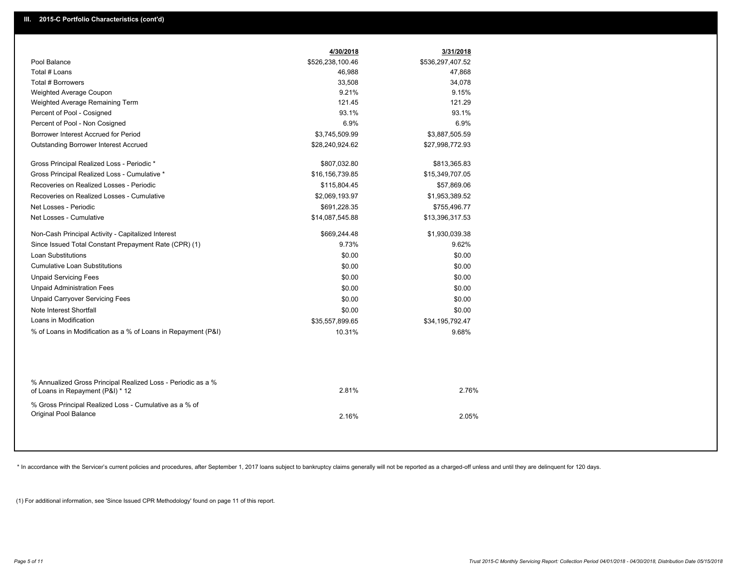## III. 2015-C Portfolio Characteristics (cont'd)

| | 4/30/2018 | 3/31/2018 |
|---|---|---|
| Pool Balance | $526,238,100.46 | $536,297,407.52 |
| Total # Loans | 46,988 | 47,868 |
| Total # Borrowers | 33,508 | 34,078 |
| Weighted Average Coupon | 9.21% | 9.15% |
| Weighted Average Remaining Term | 121.45 | 121.29 |
| Percent of Pool - Cosigned | 93.1% | 93.1% |
| Percent of Pool - Non Cosigned | 6.9% | 6.9% |
| Borrower Interest Accrued for Period | $3,745,509.99 | $3,887,505.59 |
| Outstanding Borrower Interest Accrued | $28,240,924.62 | $27,998,772.93 |
| Gross Principal Realized Loss - Periodic * | $807,032.80 | $813,365.83 |
| Gross Principal Realized Loss - Cumulative * | $16,156,739.85 | $15,349,707.05 |
| Recoveries on Realized Losses - Periodic | $115,804.45 | $57,869.06 |
| Recoveries on Realized Losses - Cumulative | $2,069,193.97 | $1,953,389.52 |
| Net Losses - Periodic | $691,228.35 | $755,496.77 |
| Net Losses - Cumulative | $14,087,545.88 | $13,396,317.53 |
| Non-Cash Principal Activity - Capitalized Interest | $669,244.48 | $1,930,039.38 |
| Since Issued Total Constant Prepayment Rate (CPR) (1) | 9.73% | 9.62% |
| Loan Substitutions | $0.00 | $0.00 |
| Cumulative Loan Substitutions | $0.00 | $0.00 |
| Unpaid Servicing Fees | $0.00 | $0.00 |
| Unpaid Administration Fees | $0.00 | $0.00 |
| Unpaid Carryover Servicing Fees | $0.00 | $0.00 |
| Note Interest Shortfall | $0.00 | $0.00 |
| Loans in Modification | $35,557,899.65 | $34,195,792.47 |
| % of Loans in Modification as a % of Loans in Repayment (P&I) | 10.31% | 9.68% |
| % Annualized Gross Principal Realized Loss - Periodic as a % of Loans in Repayment (P&I) * 12 | 2.81% | 2.76% |
| % Gross Principal Realized Loss - Cumulative as a % of Original Pool Balance | 2.16% | 2.05% |

* In accordance with the Servicer's current policies and procedures, after September 1, 2017 loans subject to bankruptcy claims generally will not be reported as a charged-off unless and until they are delinquent for 120 days.

(1) For additional information, see 'Since Issued CPR Methodology' found on page 11 of this report.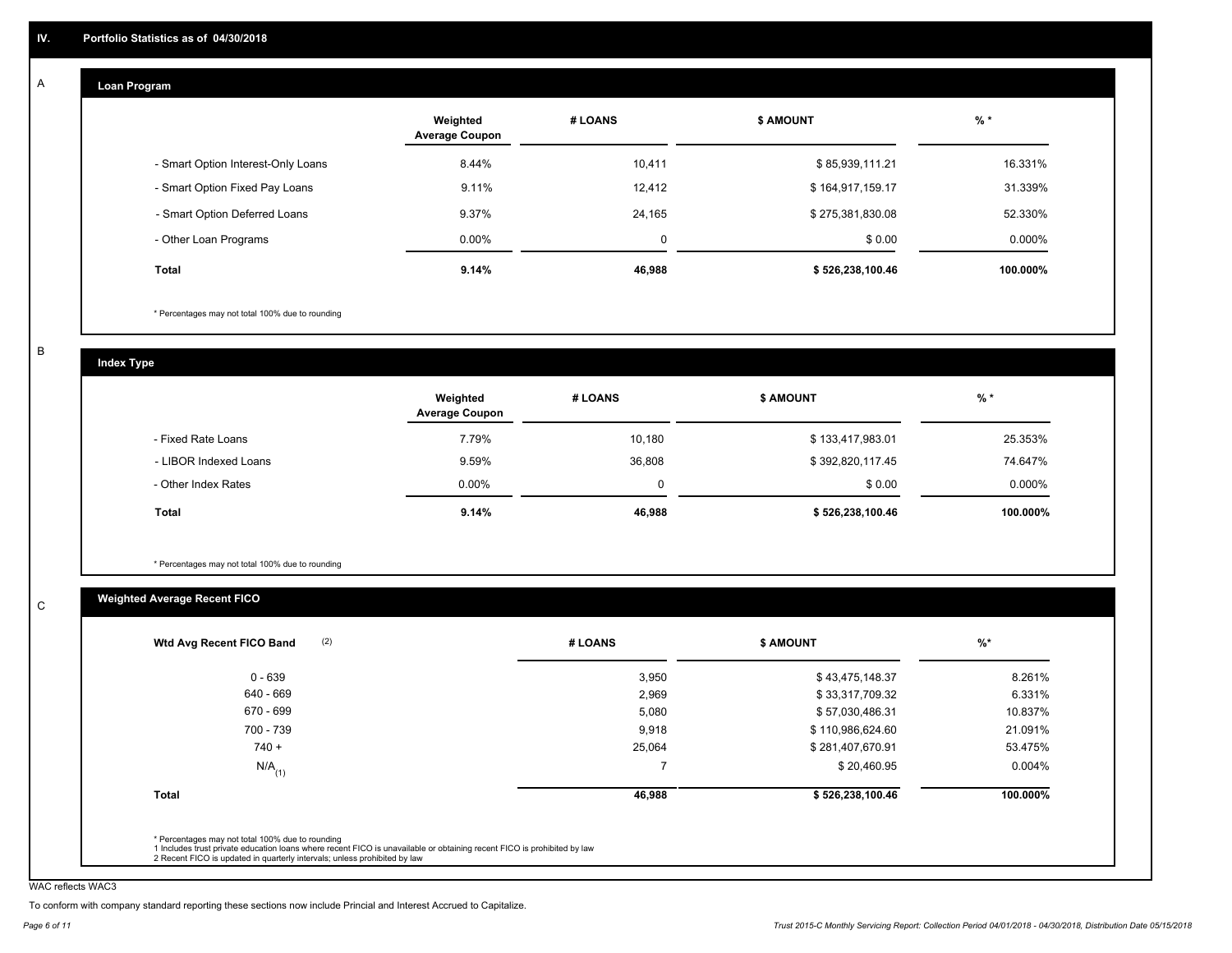## IV. Portfolio Statistics as of 04/30/2018

### A — Loan Program

| | Weighted Average Coupon | # LOANS | $ AMOUNT | % * |
|---|---|---|---|---|
| - Smart Option Interest-Only Loans | 8.44% | 10,411 | $ 85,939,111.21 | 16.331% |
| - Smart Option Fixed Pay Loans | 9.11% | 12,412 | $ 164,917,159.17 | 31.339% |
| - Smart Option Deferred Loans | 9.37% | 24,165 | $ 275,381,830.08 | 52.330% |
| - Other Loan Programs | 0.00% | 0 | $ 0.00 | 0.000% |
| **Total** | **9.14%** | **46,988** | **$ 526,238,100.46** | **100.000%** |

\* Percentages may not total 100% due to rounding

### B — Index Type

| | Weighted Average Coupon | # LOANS | $ AMOUNT | % * |
|---|---|---|---|---|
| - Fixed Rate Loans | 7.79% | 10,180 | $ 133,417,983.01 | 25.353% |
| - LIBOR Indexed Loans | 9.59% | 36,808 | $ 392,820,117.45 | 74.647% |
| - Other Index Rates | 0.00% | 0 | $ 0.00 | 0.000% |
| **Total** | **9.14%** | **46,988** | **$ 526,238,100.46** | **100.000%** |

\* Percentages may not total 100% due to rounding

### C — Weighted Average Recent FICO

| Wtd Avg Recent FICO Band (2) | # LOANS | $ AMOUNT | %* |
|---|---|---|---|
| 0 - 639 | 3,950 | $ 43,475,148.37 | 8.261% |
| 640 - 669 | 2,969 | $ 33,317,709.32 | 6.331% |
| 670 - 699 | 5,080 | $ 57,030,486.31 | 10.837% |
| 700 - 739 | 9,918 | $ 110,986,624.60 | 21.091% |
| 740 + | 25,064 | $ 281,407,670.91 | 53.475% |
| N/A (1) | 7 | $ 20,460.95 | 0.004% |
| **Total** | **46,988** | **$ 526,238,100.46** | **100.000%** |

\* Percentages may not total 100% due to rounding
1 Includes trust private education loans where recent FICO is unavailable or obtaining recent FICO is prohibited by law
2 Recent FICO is updated in quarterly intervals; unless prohibited by law

WAC reflects WAC3

To conform with company standard reporting these sections now include Princial and Interest Accrued to Capitalize.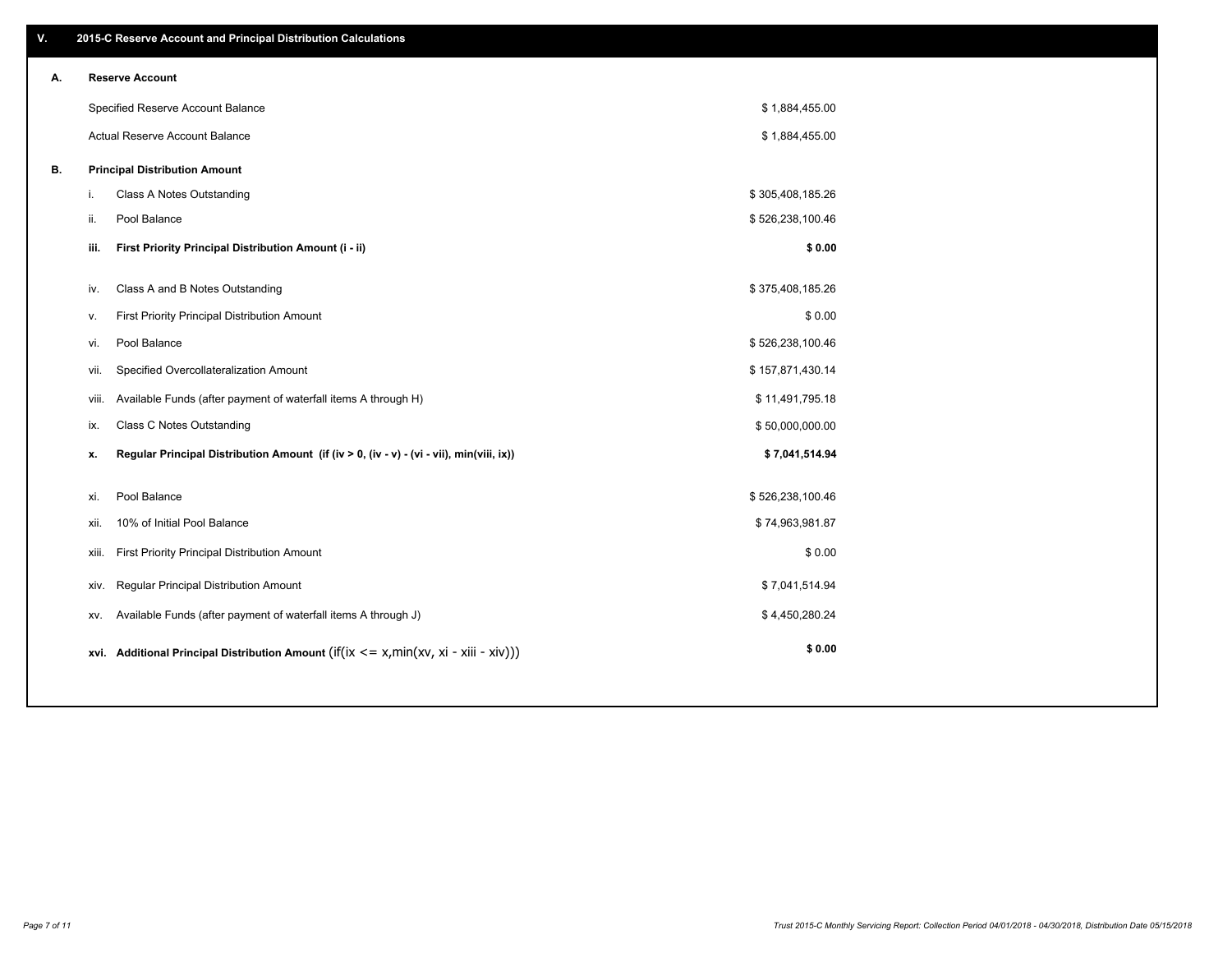## V. 2015-C Reserve Account and Principal Distribution Calculations

| | | |
|---|---|---|
| **A.** | **Reserve Account** | |
| | Specified Reserve Account Balance | $ 1,884,455.00 |
| | Actual Reserve Account Balance | $ 1,884,455.00 |
| **B.** | **Principal Distribution Amount** | |
| | i. Class A Notes Outstanding | $ 305,408,185.26 |
| | ii. Pool Balance | $ 526,238,100.46 |
| | **iii. First Priority Principal Distribution Amount (i - ii)** | **$ 0.00** |
| | iv. Class A and B Notes Outstanding | $ 375,408,185.26 |
| | v. First Priority Principal Distribution Amount | $ 0.00 |
| | vi. Pool Balance | $ 526,238,100.46 |
| | vii. Specified Overcollateralization Amount | $ 157,871,430.14 |
| | viii. Available Funds (after payment of waterfall items A through H) | $ 11,491,795.18 |
| | ix. Class C Notes Outstanding | $ 50,000,000.00 |
| | **x. Regular Principal Distribution Amount (if (iv > 0, (iv - v) - (vi - vii), min(viii, ix))** | **$ 7,041,514.94** |
| | xi. Pool Balance | $ 526,238,100.46 |
| | xii. 10% of Initial Pool Balance | $ 74,963,981.87 |
| | xiii. First Priority Principal Distribution Amount | $ 0.00 |
| | xiv. Regular Principal Distribution Amount | $ 7,041,514.94 |
| | xv. Available Funds (after payment of waterfall items A through J) | $ 4,450,280.24 |
| | **xvi. Additional Principal Distribution Amount** (if(ix <= x,min(xv, xi - xiii - xiv))) | **$ 0.00** |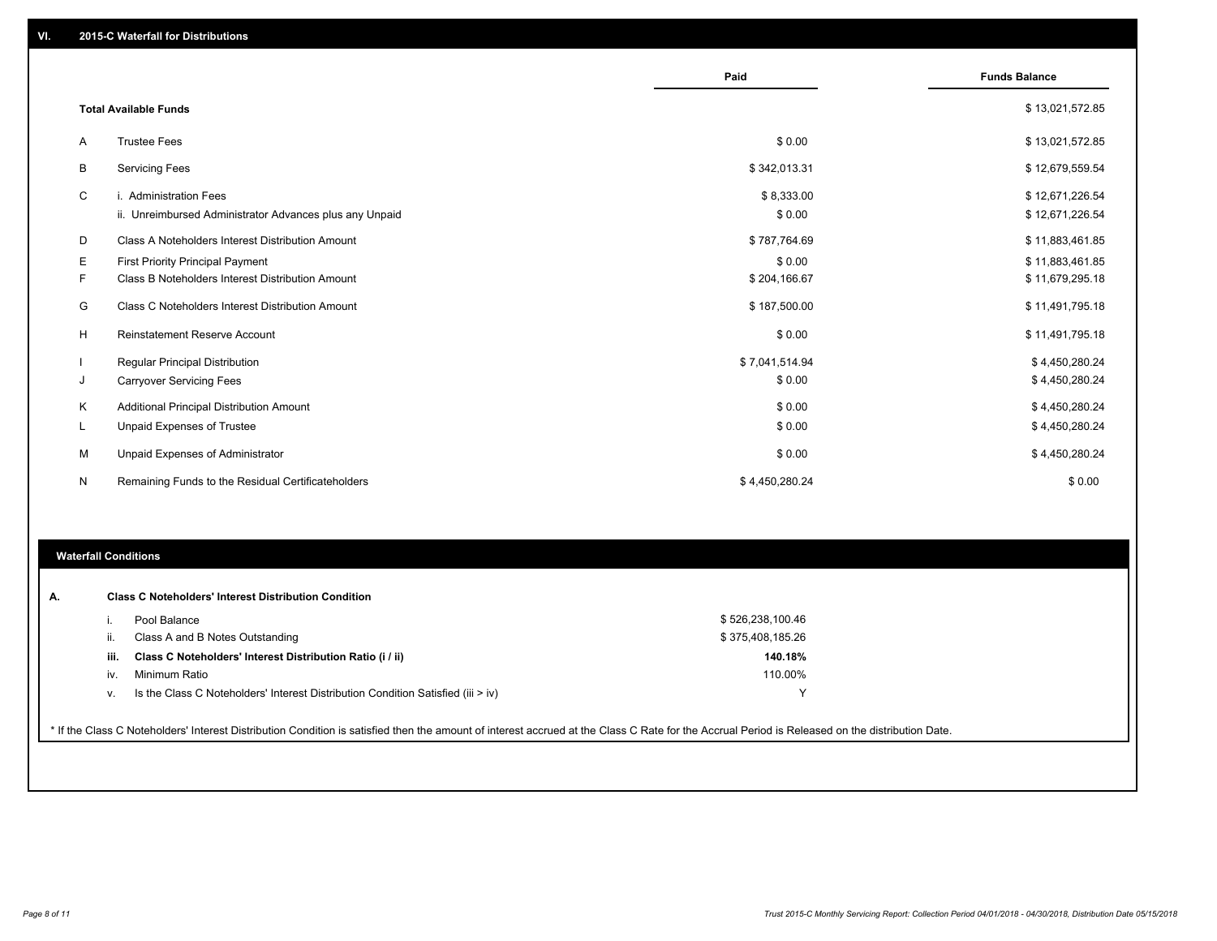## VI. 2015-C Waterfall for Distributions

| | | Paid | Funds Balance |
|---|---|---|---|
| | **Total Available Funds** | | $ 13,021,572.85 |
| A | Trustee Fees | $ 0.00 | $ 13,021,572.85 |
| B | Servicing Fees | $ 342,013.31 | $ 12,679,559.54 |
| C | i. Administration Fees | $ 8,333.00 | $ 12,671,226.54 |
| | ii. Unreimbursed Administrator Advances plus any Unpaid | $ 0.00 | $ 12,671,226.54 |
| D | Class A Noteholders Interest Distribution Amount | $ 787,764.69 | $ 11,883,461.85 |
| E | First Priority Principal Payment | $ 0.00 | $ 11,883,461.85 |
| F | Class B Noteholders Interest Distribution Amount | $ 204,166.67 | $ 11,679,295.18 |
| G | Class C Noteholders Interest Distribution Amount | $ 187,500.00 | $ 11,491,795.18 |
| H | Reinstatement Reserve Account | $ 0.00 | $ 11,491,795.18 |
| I | Regular Principal Distribution | $ 7,041,514.94 | $ 4,450,280.24 |
| J | Carryover Servicing Fees | $ 0.00 | $ 4,450,280.24 |
| K | Additional Principal Distribution Amount | $ 0.00 | $ 4,450,280.24 |
| L | Unpaid Expenses of Trustee | $ 0.00 | $ 4,450,280.24 |
| M | Unpaid Expenses of Administrator | $ 0.00 | $ 4,450,280.24 |
| N | Remaining Funds to the Residual Certificateholders | $ 4,450,280.24 | $ 0.00 |

## Waterfall Conditions

| | | |
|---|---|---|
| **A.** | **Class C Noteholders' Interest Distribution Condition** | |
| i. | Pool Balance | $ 526,238,100.46 |
| ii. | Class A and B Notes Outstanding | $ 375,408,185.26 |
| **iii.** | **Class C Noteholders' Interest Distribution Ratio (i / ii)** | **140.18%** |
| iv. | Minimum Ratio | 110.00% |
| v. | Is the Class C Noteholders' Interest Distribution Condition Satisfied (iii > iv) | Y |

* If the Class C Noteholders' Interest Distribution Condition is satisfied then the amount of interest accrued at the Class C Rate for the Accrual Period is Released on the distribution Date.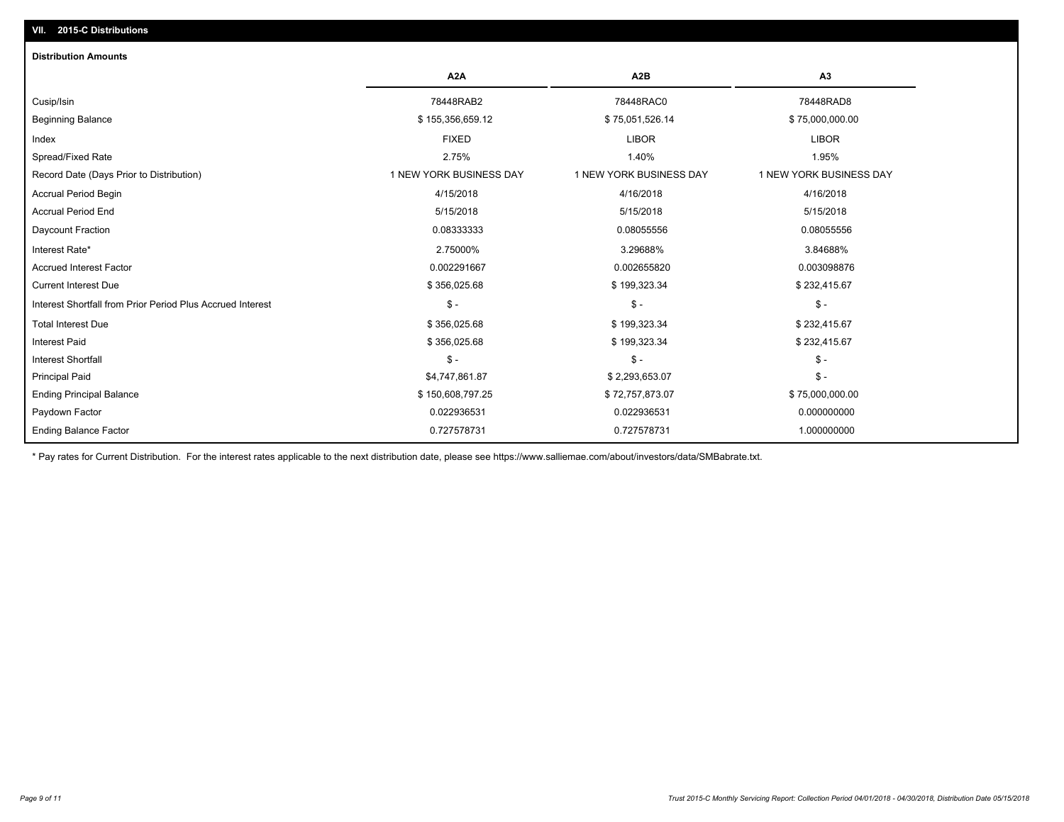## VII. 2015-C Distributions

### Distribution Amounts

| | A2A | A2B | A3 |
|---|---|---|---|
| Cusip/Isin | 78448RAB2 | 78448RAC0 | 78448RAD8 |
| Beginning Balance | $ 155,356,659.12 | $ 75,051,526.14 | $ 75,000,000.00 |
| Index | FIXED | LIBOR | LIBOR |
| Spread/Fixed Rate | 2.75% | 1.40% | 1.95% |
| Record Date (Days Prior to Distribution) | 1 NEW YORK BUSINESS DAY | 1 NEW YORK BUSINESS DAY | 1 NEW YORK BUSINESS DAY |
| Accrual Period Begin | 4/15/2018 | 4/16/2018 | 4/16/2018 |
| Accrual Period End | 5/15/2018 | 5/15/2018 | 5/15/2018 |
| Daycount Fraction | 0.08333333 | 0.08055556 | 0.08055556 |
| Interest Rate* | 2.75000% | 3.29688% | 3.84688% |
| Accrued Interest Factor | 0.002291667 | 0.002655820 | 0.003098876 |
| Current Interest Due | $ 356,025.68 | $ 199,323.34 | $ 232,415.67 |
| Interest Shortfall from Prior Period Plus Accrued Interest | $ - | $ - | $ - |
| Total Interest Due | $ 356,025.68 | $ 199,323.34 | $ 232,415.67 |
| Interest Paid | $ 356,025.68 | $ 199,323.34 | $ 232,415.67 |
| Interest Shortfall | $ - | $ - | $ - |
| Principal Paid | $4,747,861.87 | $ 2,293,653.07 | $ - |
| Ending Principal Balance | $ 150,608,797.25 | $ 72,757,873.07 | $ 75,000,000.00 |
| Paydown Factor | 0.022936531 | 0.022936531 | 0.000000000 |
| Ending Balance Factor | 0.727578731 | 0.727578731 | 1.000000000 |

* Pay rates for Current Distribution. For the interest rates applicable to the next distribution date, please see https://www.salliemae.com/about/investors/data/SMBabrate.txt.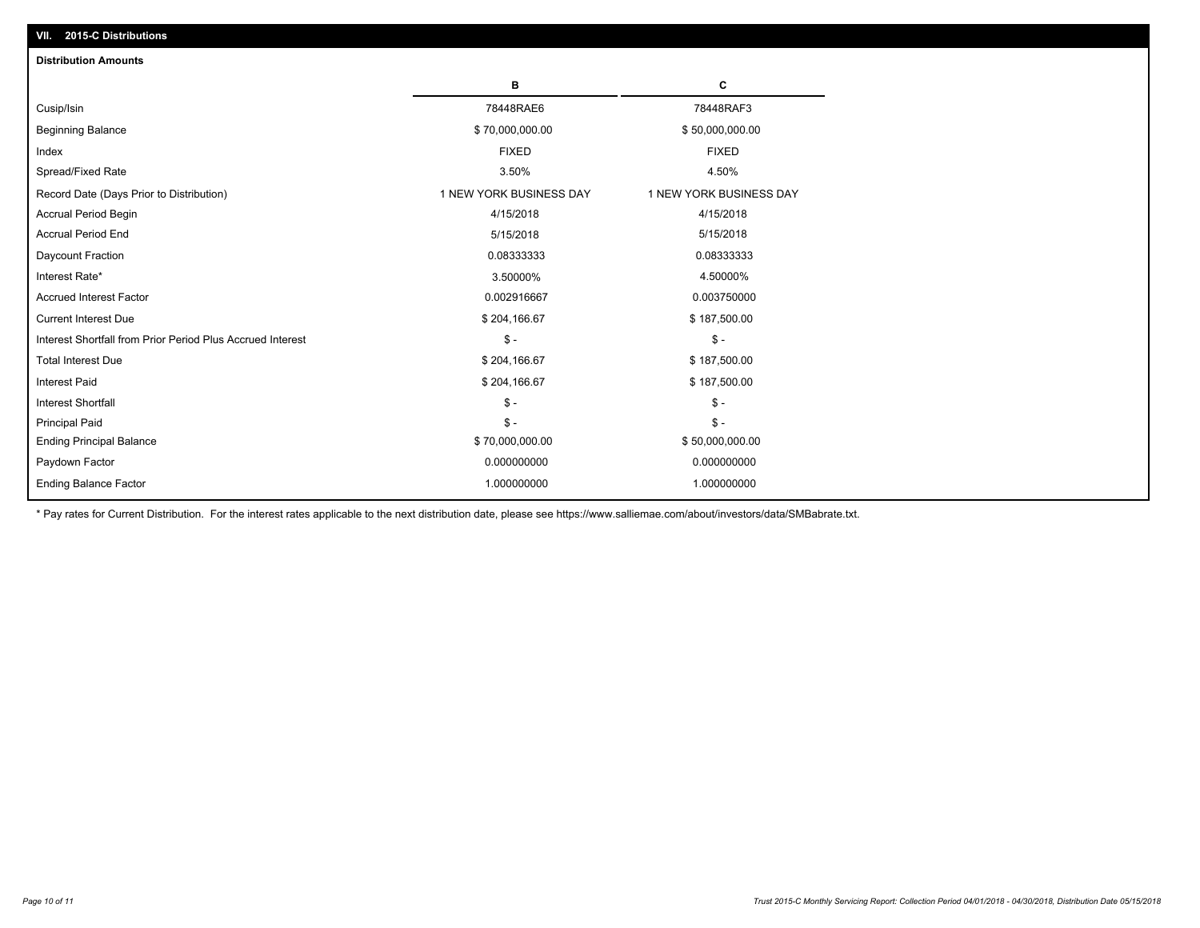## VII. 2015-C Distributions

### Distribution Amounts

| | B | C |
|---|---|---|
| Cusip/Isin | 78448RAE6 | 78448RAF3 |
| Beginning Balance | $ 70,000,000.00 | $ 50,000,000.00 |
| Index | FIXED | FIXED |
| Spread/Fixed Rate | 3.50% | 4.50% |
| Record Date (Days Prior to Distribution) | 1 NEW YORK BUSINESS DAY | 1 NEW YORK BUSINESS DAY |
| Accrual Period Begin | 4/15/2018 | 4/15/2018 |
| Accrual Period End | 5/15/2018 | 5/15/2018 |
| Daycount Fraction | 0.08333333 | 0.08333333 |
| Interest Rate* | 3.50000% | 4.50000% |
| Accrued Interest Factor | 0.002916667 | 0.003750000 |
| Current Interest Due | $ 204,166.67 | $ 187,500.00 |
| Interest Shortfall from Prior Period Plus Accrued Interest | $ - | $ - |
| Total Interest Due | $ 204,166.67 | $ 187,500.00 |
| Interest Paid | $ 204,166.67 | $ 187,500.00 |
| Interest Shortfall | $ - | $ - |
| Principal Paid | $ - | $ - |
| Ending Principal Balance | $ 70,000,000.00 | $ 50,000,000.00 |
| Paydown Factor | 0.000000000 | 0.000000000 |
| Ending Balance Factor | 1.000000000 | 1.000000000 |

* Pay rates for Current Distribution. For the interest rates applicable to the next distribution date, please see https://www.salliemae.com/about/investors/data/SMBabrate.txt.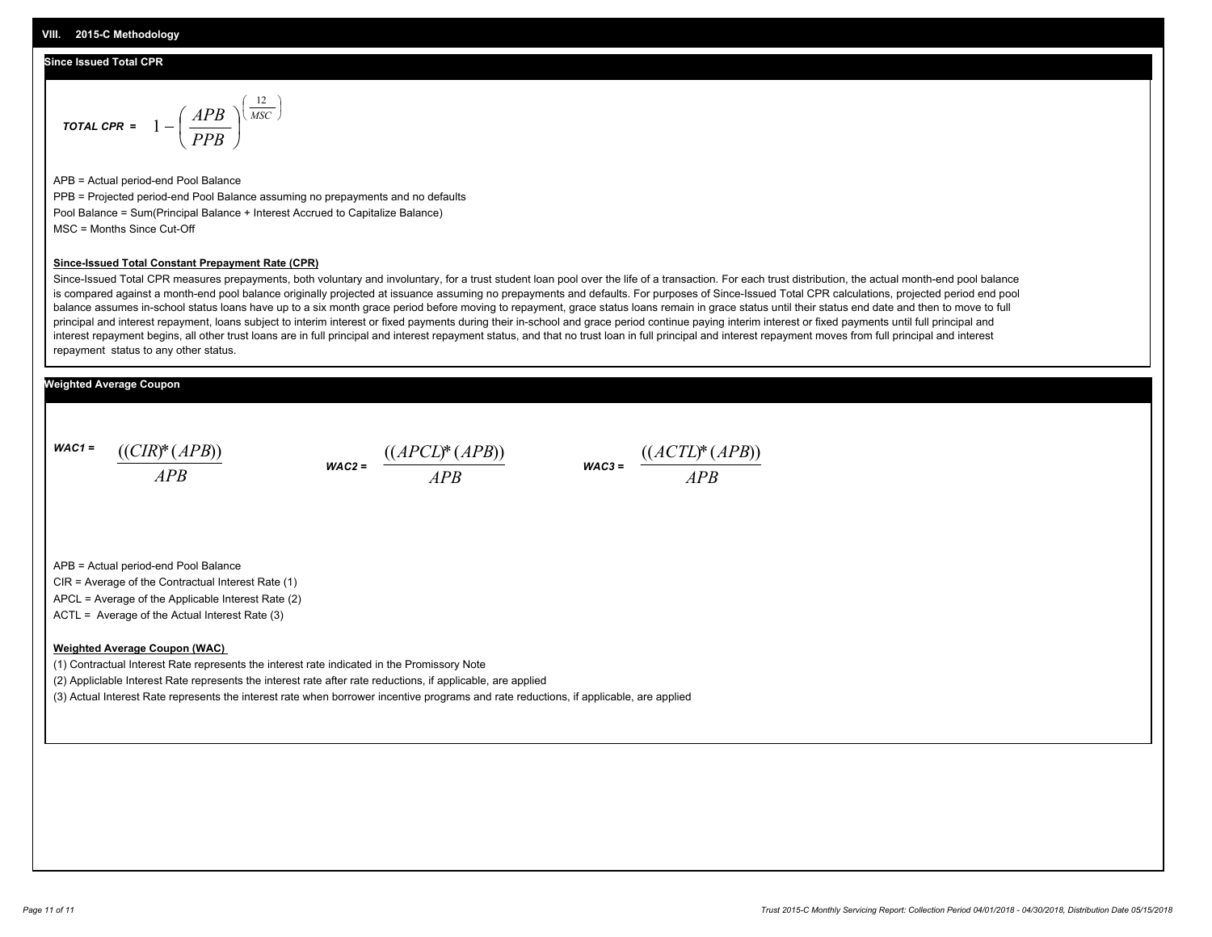## VIII. 2015-C Methodology

### Since Issued Total CPR

**TOTAL CPR =** $$1 - \left( \frac{APB}{PPB} \right)^{\left( \frac{12}{MSC} \right)}$$

APB = Actual period-end Pool Balance

PPB = Projected period-end Pool Balance assuming no prepayments and no defaults

Pool Balance = Sum(Principal Balance + Interest Accrued to Capitalize Balance)

MSC = Months Since Cut-Off

**Since-Issued Total Constant Prepayment Rate (CPR)**

Since-Issued Total CPR measures prepayments, both voluntary and involuntary, for a trust student loan pool over the life of a transaction. For each trust distribution, the actual month-end pool balance is compared against a month-end pool balance originally projected at issuance assuming no prepayments and defaults. For purposes of Since-Issued Total CPR calculations, projected period end pool balance assumes in-school status loans have up to a six month grace period before moving to repayment, grace status loans remain in grace status until their status end date and then to move to full principal and interest repayment, loans subject to interim interest or fixed payments during their in-school and grace period continue paying interim interest or fixed payments until full principal and interest repayment begins, all other trust loans are in full principal and interest repayment status, and that no trust loan in full principal and interest repayment moves from full principal and interest repayment status to any other status.

### Weighted Average Coupon

**WAC1 =** $$\frac{((CIR)*(APB))}{APB}$$

**WAC2 =** $$\frac{((APCL)*(APB))}{APB}$$

**WAC3 =** $$\frac{((ACTL)*(APB))}{APB}$$

APB = Actual period-end Pool Balance

CIR = Average of the Contractual Interest Rate (1)

APCL = Average of the Applicable Interest Rate (2)

ACTL = Average of the Actual Interest Rate (3)

**Weighted Average Coupon (WAC)**

(1) Contractual Interest Rate represents the interest rate indicated in the Promissory Note

(2) Appliclable Interest Rate represents the interest rate after rate reductions, if applicable, are applied

(3) Actual Interest Rate represents the interest rate when borrower incentive programs and rate reductions, if applicable, are applied